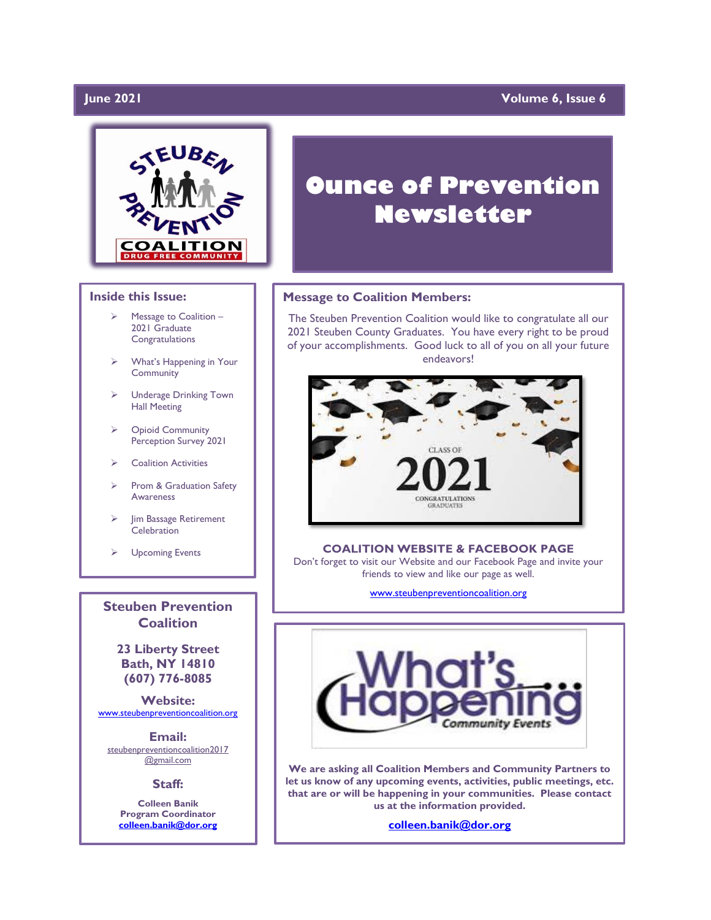June 2021 — Volume 6, Issue 6

# Ounce of Prevention Newsletter

## Inside this Issue:

- Message to Coalition – 2021 Graduate Congratulations
- What's Happening in Your Community
- Underage Drinking Town Hall Meeting
- Opioid Community Perception Survey 2021
- Coalition Activities
- Prom & Graduation Safety Awareness
- Jim Bassage Retirement Celebration
- Upcoming Events

## Message to Coalition Members:

The Steuben Prevention Coalition would like to congratulate all our 2021 Steuben County Graduates. You have every right to be proud of your accomplishments. Good luck to all of you on all your future endeavors!

CLASS OF 2021 CONGRATULATIONS GRADUATES

**COALITION WEBSITE & FACEBOOK PAGE**

Don't forget to visit our Website and our Facebook Page and invite your friends to view and like our page as well.

www.steubenpreventioncoalition.org

## What's Happening Community Events

**We are asking all Coalition Members and Community Partners to let us know of any upcoming events, activities, public meetings, etc. that are or will be happening in your communities. Please contact us at the information provided.**

**colleen.banik@dor.org**

## Steuben Prevention Coalition

**23 Liberty Street**
**Bath, NY 14810**
**(607) 776-8085**

**Website:**
www.steubenpreventioncoalition.org

**Email:**
steubenpreventioncoalition2017@gmail.com

**Staff:**

**Colleen Banik**
**Program Coordinator**
**colleen.banik@dor.org**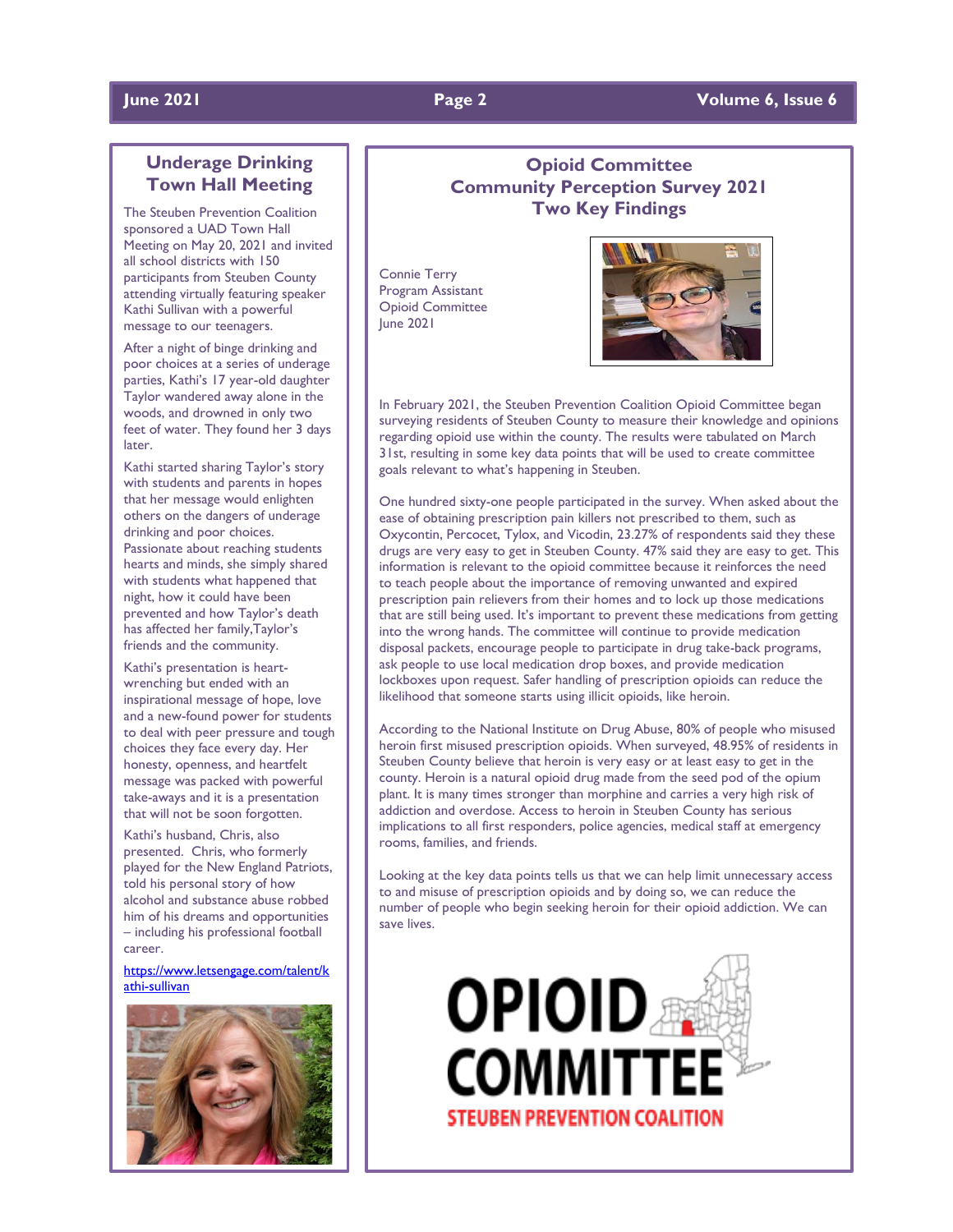## Underage Drinking Town Hall Meeting

The Steuben Prevention Coalition sponsored a UAD Town Hall Meeting on May 20, 2021 and invited all school districts with 150 participants from Steuben County attending virtually featuring speaker Kathi Sullivan with a powerful message to our teenagers.

After a night of binge drinking and poor choices at a series of underage parties, Kathi's 17 year-old daughter Taylor wandered away alone in the woods, and drowned in only two feet of water. They found her 3 days later.

Kathi started sharing Taylor's story with students and parents in hopes that her message would enlighten others on the dangers of underage drinking and poor choices. Passionate about reaching students hearts and minds, she simply shared with students what happened that night, how it could have been prevented and how Taylor's death has affected her family,Taylor's friends and the community.

Kathi's presentation is heart-wrenching but ended with an inspirational message of hope, love and a new-found power for students to deal with peer pressure and tough choices they face every day. Her honesty, openness, and heartfelt message was packed with powerful take-aways and it is a presentation that will not be soon forgotten.

Kathi's husband, Chris, also presented. Chris, who formerly played for the New England Patriots, told his personal story of how alcohol and substance abuse robbed him of his dreams and opportunities – including his professional football career.

https://www.letsengage.com/talent/kathi-sullivan

## Opioid Committee Community Perception Survey 2021 Two Key Findings

Connie Terry
Program Assistant
Opioid Committee
June 2021

In February 2021, the Steuben Prevention Coalition Opioid Committee began surveying residents of Steuben County to measure their knowledge and opinions regarding opioid use within the county. The results were tabulated on March 31st, resulting in some key data points that will be used to create committee goals relevant to what's happening in Steuben.

One hundred sixty-one people participated in the survey. When asked about the ease of obtaining prescription pain killers not prescribed to them, such as Oxycontin, Percocet, Tylox, and Vicodin, 23.27% of respondents said they these drugs are very easy to get in Steuben County. 47% said they are easy to get. This information is relevant to the opioid committee because it reinforces the need to teach people about the importance of removing unwanted and expired prescription pain relievers from their homes and to lock up those medications that are still being used. It's important to prevent these medications from getting into the wrong hands. The committee will continue to provide medication disposal packets, encourage people to participate in drug take-back programs, ask people to use local medication drop boxes, and provide medication lockboxes upon request. Safer handling of prescription opioids can reduce the likelihood that someone starts using illicit opioids, like heroin.

According to the National Institute on Drug Abuse, 80% of people who misused heroin first misused prescription opioids. When surveyed, 48.95% of residents in Steuben County believe that heroin is very easy or at least easy to get in the county. Heroin is a natural opioid drug made from the seed pod of the opium plant. It is many times stronger than morphine and carries a very high risk of addiction and overdose. Access to heroin in Steuben County has serious implications to all first responders, police agencies, medical staff at emergency rooms, families, and friends.

Looking at the key data points tells us that we can help limit unnecessary access to and misuse of prescription opioids and by doing so, we can reduce the number of people who begin seeking heroin for their opioid addiction. We can save lives.

OPIOID COMMITTEE
STEUBEN PREVENTION COALITION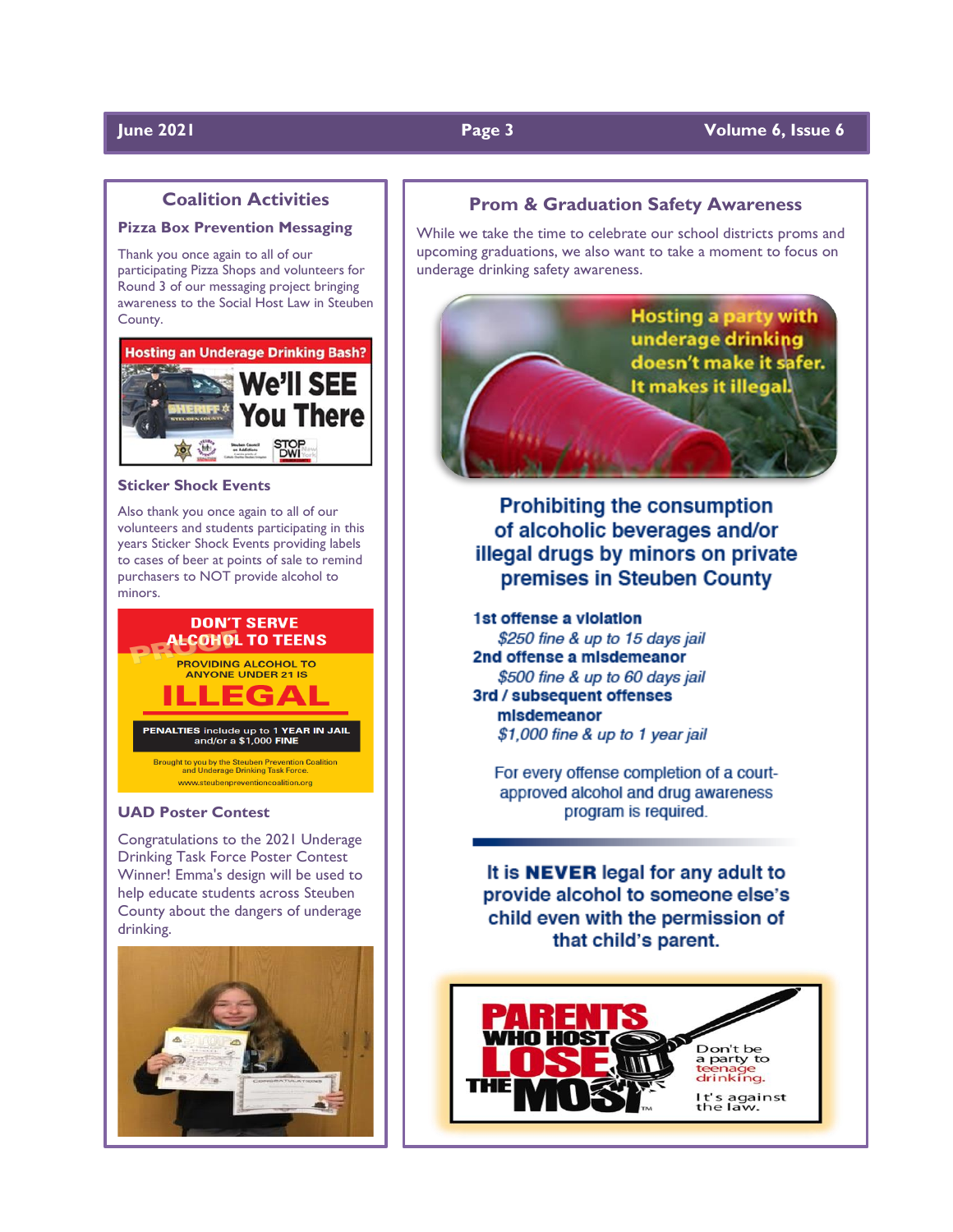## Coalition Activities

### Pizza Box Prevention Messaging

Thank you once again to all of our participating Pizza Shops and volunteers for Round 3 of our messaging project bringing awareness to the Social Host Law in Steuben County.

Hosting an Underage Drinking Bash? We'll SEE You There

### Sticker Shock Events

Also thank you once again to all of our volunteers and students participating in this years Sticker Shock Events providing labels to cases of beer at points of sale to remind purchasers to NOT provide alcohol to minors.

DON'T SERVE ALCOHOL TO TEENS

PROVIDING ALCOHOL TO ANYONE UNDER 21 IS ILLEGAL

PENALTIES include up to 1 YEAR IN JAIL and/or a $1,000 FINE

Brought to you by the Steuben Prevention Coalition and Underage Drinking Task Force.
www.steubenpreventioncoalition.org

### UAD Poster Contest

Congratulations to the 2021 Underage Drinking Task Force Poster Contest Winner! Emma's design will be used to help educate students across Steuben County about the dangers of underage drinking.

## Prom & Graduation Safety Awareness

While we take the time to celebrate our school districts proms and upcoming graduations, we also want to take a moment to focus on underage drinking safety awareness.

Hosting a party with underage drinking doesn't make it safer. It makes it illegal.

**Prohibiting the consumption of alcoholic beverages and/or illegal drugs by minors on private premises in Steuben County**

**1st offense a violation**
*$250 fine & up to 15 days jail*
**2nd offense a misdemeanor**
*$500 fine & up to 60 days jail*
**3rd / subsequent offenses misdemeanor**
*$1,000 fine & up to 1 year jail*

For every offense completion of a court-approved alcohol and drug awareness program is required.

**It is NEVER legal for any adult to provide alcohol to someone else's child even with the permission of that child's parent.**

PARENTS WHO HOST LOSE THE MOST™

Don't be a party to teenage drinking. It's against the law.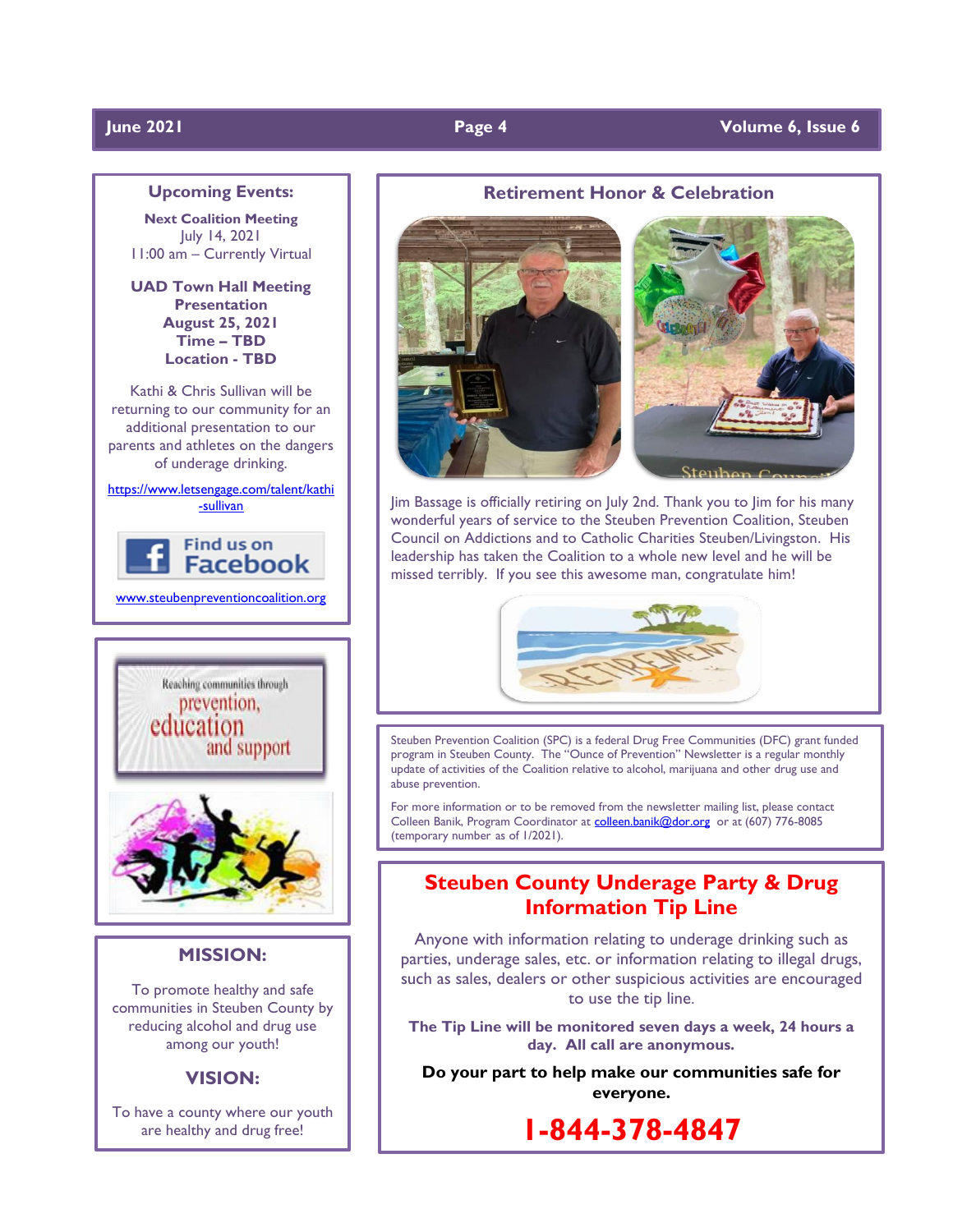### Upcoming Events:

**Next Coalition Meeting**
July 14, 2021
11:00 am – Currently Virtual

**UAD Town Hall Meeting Presentation**
**August 25, 2021**
**Time – TBD**
**Location - TBD**

Kathi & Chris Sullivan will be returning to our community for an additional presentation to our parents and athletes on the dangers of underage drinking.

https://www.letsengage.com/talent/kathi-sullivan

Find us on Facebook

www.steubenpreventioncoalition.org

Reaching communities through prevention, education and support

## MISSION:

To promote healthy and safe communities in Steuben County by reducing alcohol and drug use among our youth!

## VISION:

To have a county where our youth are healthy and drug free!

## Retirement Honor & Celebration

Jim Bassage is officially retiring on July 2nd. Thank you to Jim for his many wonderful years of service to the Steuben Prevention Coalition, Steuben Council on Addictions and to Catholic Charities Steuben/Livingston. His leadership has taken the Coalition to a whole new level and he will be missed terribly. If you see this awesome man, congratulate him!

Steuben Prevention Coalition (SPC) is a federal Drug Free Communities (DFC) grant funded program in Steuben County. The "Ounce of Prevention" Newsletter is a regular monthly update of activities of the Coalition relative to alcohol, marijuana and other drug use and abuse prevention.

For more information or to be removed from the newsletter mailing list, please contact Colleen Banik, Program Coordinator at colleen.banik@dor.org or at (607) 776-8085 (temporary number as of 1/2021).

## Steuben County Underage Party & Drug Information Tip Line

Anyone with information relating to underage drinking such as parties, underage sales, etc. or information relating to illegal drugs, such as sales, dealers or other suspicious activities are encouraged to use the tip line.

**The Tip Line will be monitored seven days a week, 24 hours a day. All call are anonymous.**

**Do your part to help make our communities safe for everyone.**

# 1-844-378-4847